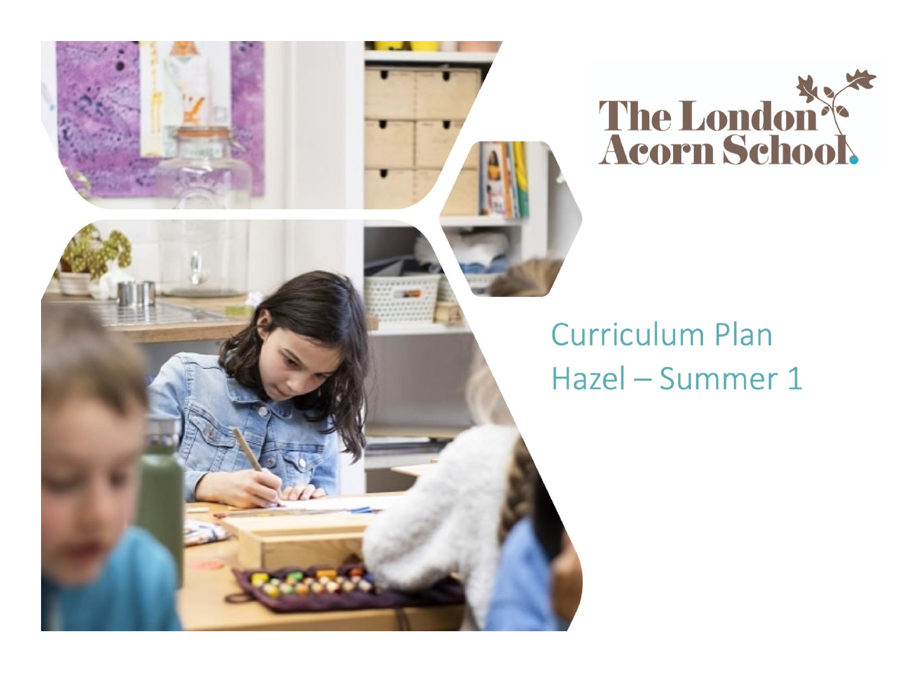The London Acorn School

# Curriculum Plan

## Hazel – Summer 1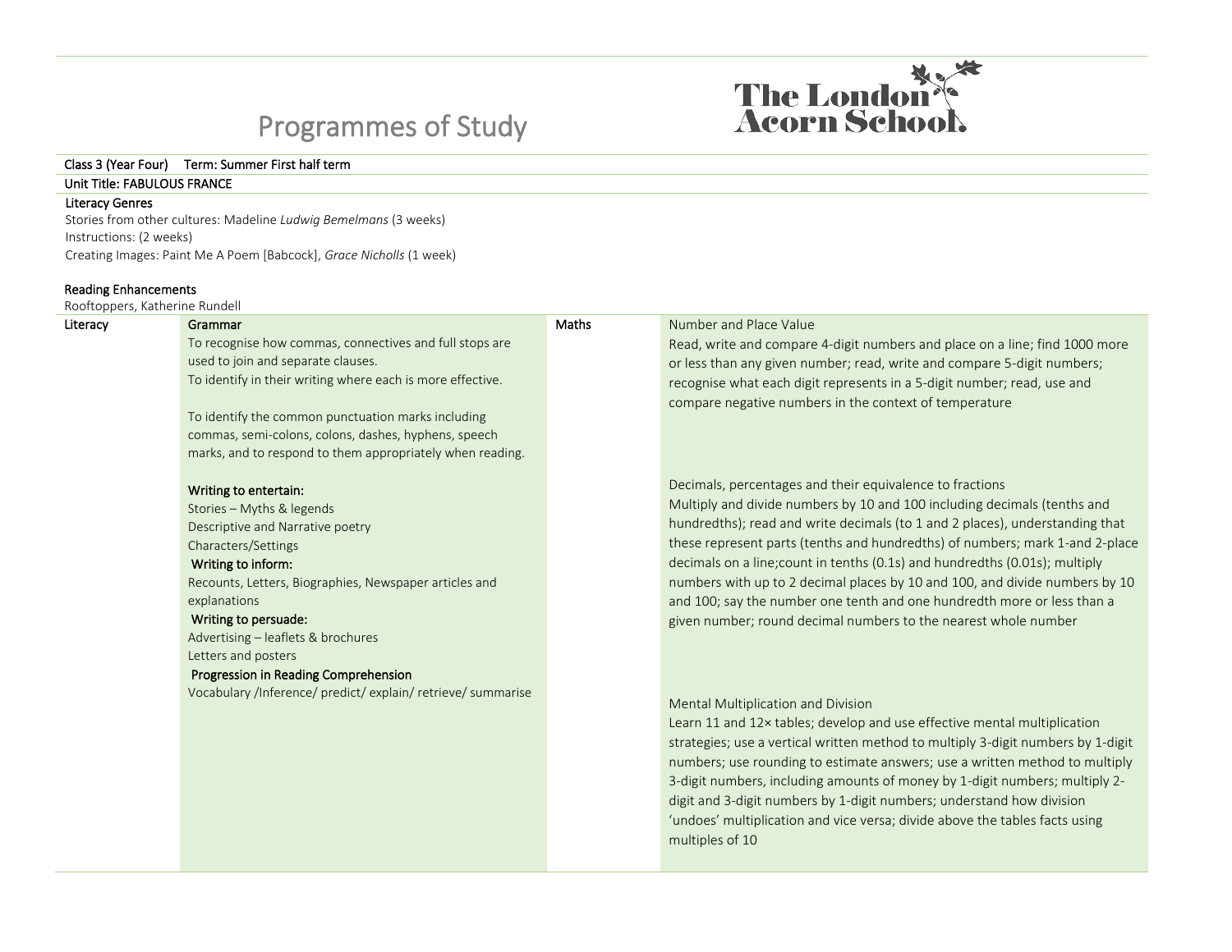# Programmes of Study

The London Acorn School.

Class 3 (Year Four) Term: Summer First half term

Unit Title: FABULOUS FRANCE

**Literacy Genres**

Stories from other cultures: Madeline *Ludwig Bemelmans* (3 weeks)
Instructions: (2 weeks)
Creating Images: Paint Me A Poem [Babcock], *Grace Nicholls* (1 week)

**Reading Enhancements**

Rooftoppers, Katherine Rundell

| | | | |
|---|---|---|---|
| Literacy | Grammar<br>To recognise how commas, connectives and full stops are used to join and separate clauses.<br>To identify in their writing where each is more effective.<br><br>To identify the common punctuation marks including commas, semi-colons, colons, dashes, hyphens, speech marks, and to respond to them appropriately when reading.<br><br>**Writing to entertain:**<br>Stories – Myths & legends<br>Descriptive and Narrative poetry<br>Characters/Settings<br>**Writing to inform:**<br>Recounts, Letters, Biographies, Newspaper articles and explanations<br>**Writing to persuade:**<br>Advertising – leaflets & brochures<br>Letters and posters<br>**Progression in Reading Comprehension**<br>Vocabulary /Inference/ predict/ explain/ retrieve/ summarise | Maths | Number and Place Value<br>Read, write and compare 4-digit numbers and place on a line; find 1000 more or less than any given number; read, write and compare 5-digit numbers; recognise what each digit represents in a 5-digit number; read, use and compare negative numbers in the context of temperature<br><br>Decimals, percentages and their equivalence to fractions<br>Multiply and divide numbers by 10 and 100 including decimals (tenths and hundredths); read and write decimals (to 1 and 2 places), understanding that these represent parts (tenths and hundredths) of numbers; mark 1-and 2-place decimals on a line;count in tenths (0.1s) and hundredths (0.01s); multiply numbers with up to 2 decimal places by 10 and 100, and divide numbers by 10 and 100; say the number one tenth and one hundredth more or less than a given number; round decimal numbers to the nearest whole number<br><br>Mental Multiplication and Division<br>Learn 11 and 12× tables; develop and use effective mental multiplication strategies; use a vertical written method to multiply 3-digit numbers by 1-digit numbers; use rounding to estimate answers; use a written method to multiply 3-digit numbers, including amounts of money by 1-digit numbers; multiply 2-digit and 3-digit numbers by 1-digit numbers; understand how division 'undoes' multiplication and vice versa; divide above the tables facts using multiples of 10 |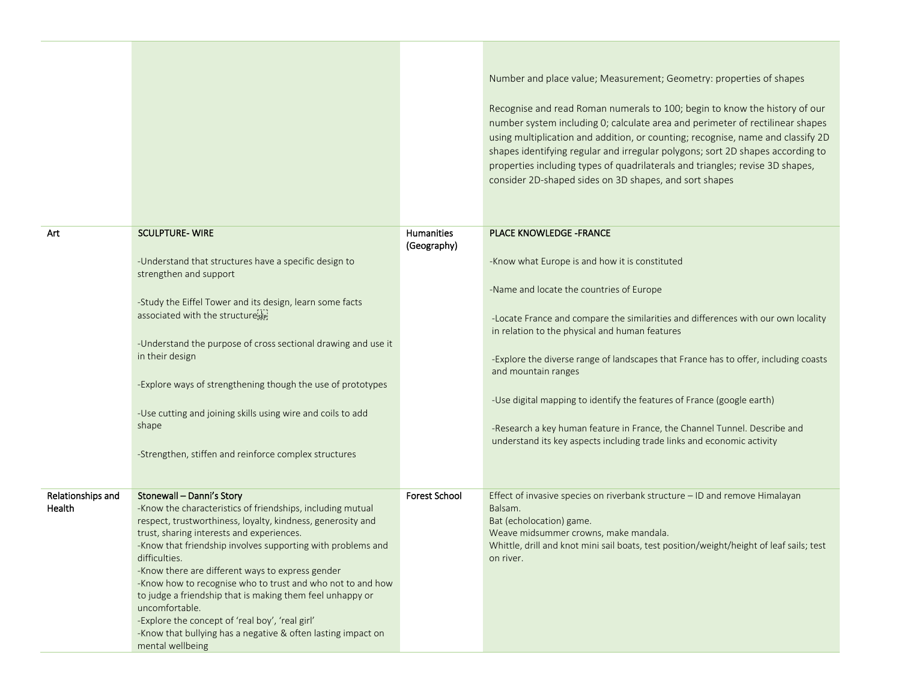| | | | |
|---|---|---|---|
| | | | Number and place value; Measurement; Geometry: properties of shapes<br><br>Recognise and read Roman numerals to 100; begin to know the history of our number system including 0; calculate area and perimeter of rectilinear shapes using multiplication and addition, or counting; recognise, name and classify 2D shapes identifying regular and irregular polygons; sort 2D shapes according to properties including types of quadrilaterals and triangles; revise 3D shapes, consider 2D-shaped sides on 3D shapes, and sort shapes |
| Art | SCULPTURE- WIRE<br><br>-Understand that structures have a specific design to strengthen and support<br><br>-Study the Eiffel Tower and its design, learn some facts associated with the structure<br><br>-Understand the purpose of cross sectional drawing and use it in their design<br><br>-Explore ways of strengthening though the use of prototypes<br><br>-Use cutting and joining skills using wire and coils to add shape<br><br>-Strengthen, stiffen and reinforce complex structures | Humanities (Geography) | PLACE KNOWLEDGE -FRANCE<br><br>-Know what Europe is and how it is constituted<br><br>-Name and locate the countries of Europe<br><br>-Locate France and compare the similarities and differences with our own locality in relation to the physical and human features<br><br>-Explore the diverse range of landscapes that France has to offer, including coasts and mountain ranges<br><br>-Use digital mapping to identify the features of France (google earth)<br><br>-Research a key human feature in France, the Channel Tunnel. Describe and understand its key aspects including trade links and economic activity |
| Relationships and Health | Stonewall – Danni's Story<br>-Know the characteristics of friendships, including mutual respect, trustworthiness, loyalty, kindness, generosity and trust, sharing interests and experiences.<br>-Know that friendship involves supporting with problems and difficulties.<br>-Know there are different ways to express gender<br>-Know how to recognise who to trust and who not to and how to judge a friendship that is making them feel unhappy or uncomfortable.<br>-Explore the concept of 'real boy', 'real girl'<br>-Know that bullying has a negative & often lasting impact on mental wellbeing | Forest School | Effect of invasive species on riverbank structure – ID and remove Himalayan Balsam.<br>Bat (echolocation) game.<br>Weave midsummer crowns, make mandala.<br>Whittle, drill and knot mini sail boats, test position/weight/height of leaf sails; test on river. |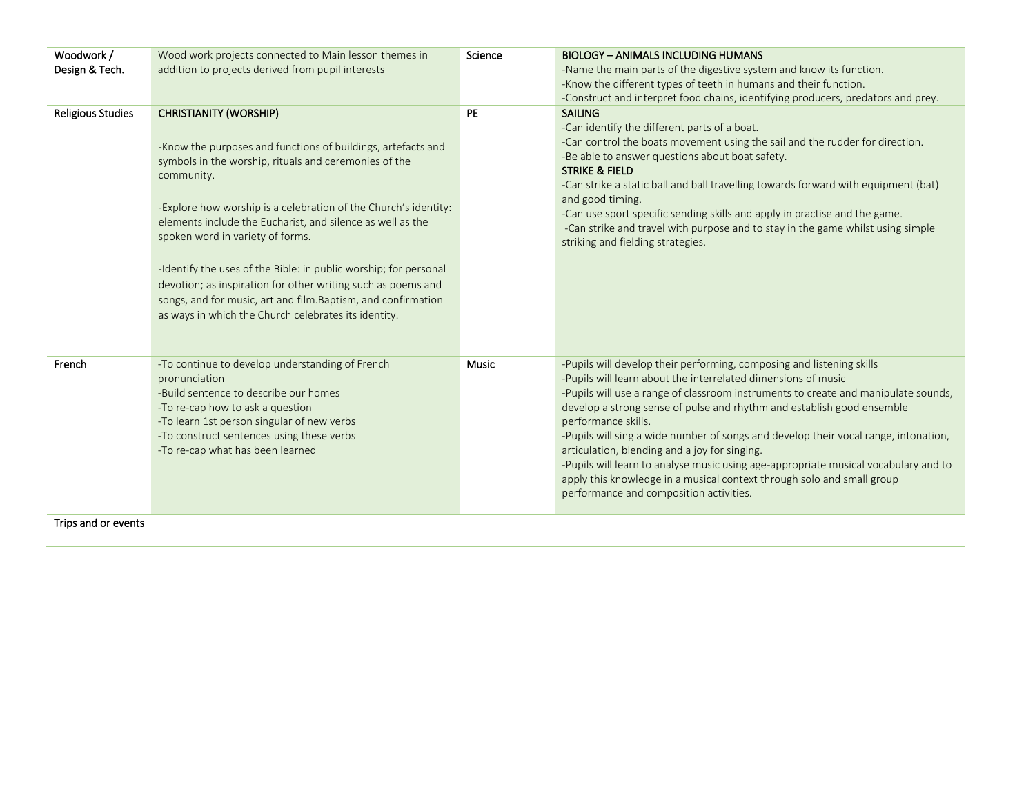| | | | |
|---|---|---|---|
| Woodwork / Design & Tech. | Wood work projects connected to Main lesson themes in addition to projects derived from pupil interests | Science | BIOLOGY – ANIMALS INCLUDING HUMANS<br>-Name the main parts of the digestive system and know its function.<br>-Know the different types of teeth in humans and their function.<br>-Construct and interpret food chains, identifying producers, predators and prey. |
| Religious Studies | CHRISTIANITY (WORSHIP)<br><br>-Know the purposes and functions of buildings, artefacts and symbols in the worship, rituals and ceremonies of the community.<br><br>-Explore how worship is a celebration of the Church's identity: elements include the Eucharist, and silence as well as the spoken word in variety of forms.<br><br>-Identify the uses of the Bible: in public worship; for personal devotion; as inspiration for other writing such as poems and songs, and for music, art and film.Baptism, and confirmation as ways in which the Church celebrates its identity. | PE | SAILING<br>-Can identify the different parts of a boat.<br>-Can control the boats movement using the sail and the rudder for direction.<br>-Be able to answer questions about boat safety.<br>STRIKE & FIELD<br>-Can strike a static ball and ball travelling towards forward with equipment (bat) and good timing.<br>-Can use sport specific sending skills and apply in practise and the game.<br>-Can strike and travel with purpose and to stay in the game whilst using simple striking and fielding strategies. |
| French | -To continue to develop understanding of French pronunciation<br>-Build sentence to describe our homes<br>-To re-cap how to ask a question<br>-To learn 1st person singular of new verbs<br>-To construct sentences using these verbs<br>-To re-cap what has been learned | Music | -Pupils will develop their performing, composing and listening skills<br>-Pupils will learn about the interrelated dimensions of music<br>-Pupils will use a range of classroom instruments to create and manipulate sounds, develop a strong sense of pulse and rhythm and establish good ensemble performance skills.<br>-Pupils will sing a wide number of songs and develop their vocal range, intonation, articulation, blending and a joy for singing.<br>-Pupils will learn to analyse music using age-appropriate musical vocabulary and to apply this knowledge in a musical context through solo and small group performance and composition activities. |
| Trips and or events | | | |